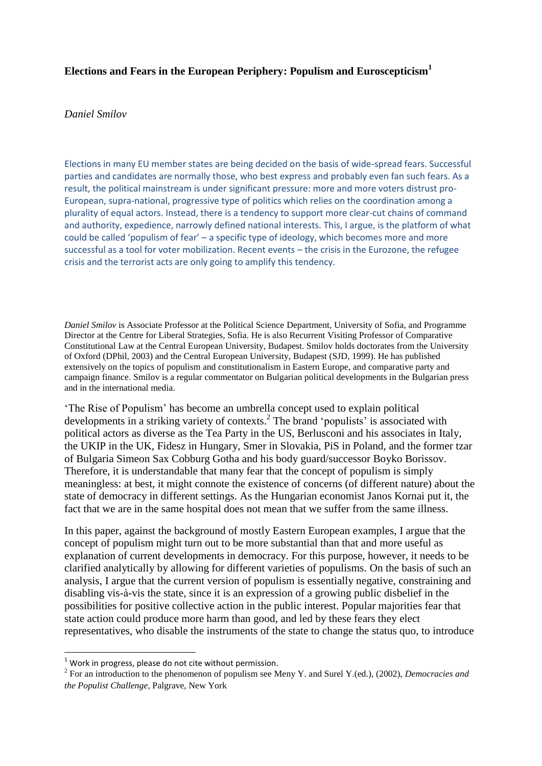# Elections and Fears in the European Periphery: Populism and Euroscepticism[1]

*Daniel Smilov*

Elections in many EU member states are being decided on the basis of wide-spread fears. Successful parties and candidates are normally those, who best express and probably even fan such fears. As a result, the political mainstream is under significant pressure: more and more voters distrust pro-European, supra-national, progressive type of politics which relies on the coordination among a plurality of equal actors. Instead, there is a tendency to support more clear-cut chains of command and authority, expedience, narrowly defined national interests. This, I argue, is the platform of what could be called 'populism of fear' – a specific type of ideology, which becomes more and more successful as a tool for voter mobilization. Recent events – the crisis in the Eurozone, the refugee crisis and the terrorist acts are only going to amplify this tendency.

*Daniel Smilov* is Associate Professor at the Political Science Department, University of Sofia, and Programme Director at the Centre for Liberal Strategies, Sofia. He is also Recurrent Visiting Professor of Comparative Constitutional Law at the Central European University, Budapest. Smilov holds doctorates from the University of Oxford (DPhil, 2003) and the Central European University, Budapest (SJD, 1999). He has published extensively on the topics of populism and constitutionalism in Eastern Europe, and comparative party and campaign finance. Smilov is a regular commentator on Bulgarian political developments in the Bulgarian press and in the international media.

'The Rise of Populism' has become an umbrella concept used to explain political developments in a striking variety of contexts.[2] The brand 'populists' is associated with political actors as diverse as the Tea Party in the US, Berlusconi and his associates in Italy, the UKIP in the UK, Fidesz in Hungary, Smer in Slovakia, PiS in Poland, and the former tzar of Bulgaria Simeon Sax Cobburg Gotha and his body guard/successor Boyko Borissov. Therefore, it is understandable that many fear that the concept of populism is simply meaningless: at best, it might connote the existence of concerns (of different nature) about the state of democracy in different settings. As the Hungarian economist Janos Kornai put it, the fact that we are in the same hospital does not mean that we suffer from the same illness.

In this paper, against the background of mostly Eastern European examples, I argue that the concept of populism might turn out to be more substantial than that and more useful as explanation of current developments in democracy. For this purpose, however, it needs to be clarified analytically by allowing for different varieties of populisms. On the basis of such an analysis, I argue that the current version of populism is essentially negative, constraining and disabling vis-à-vis the state, since it is an expression of a growing public disbelief in the possibilities for positive collective action in the public interest. Popular majorities fear that state action could produce more harm than good, and led by these fears they elect representatives, who disable the instruments of the state to change the status quo, to introduce

[1] Work in progress, please do not cite without permission.

[2] For an introduction to the phenomenon of populism see Meny Y. and Surel Y.(ed.), (2002), *Democracies and the Populist Challenge*, Palgrave, New York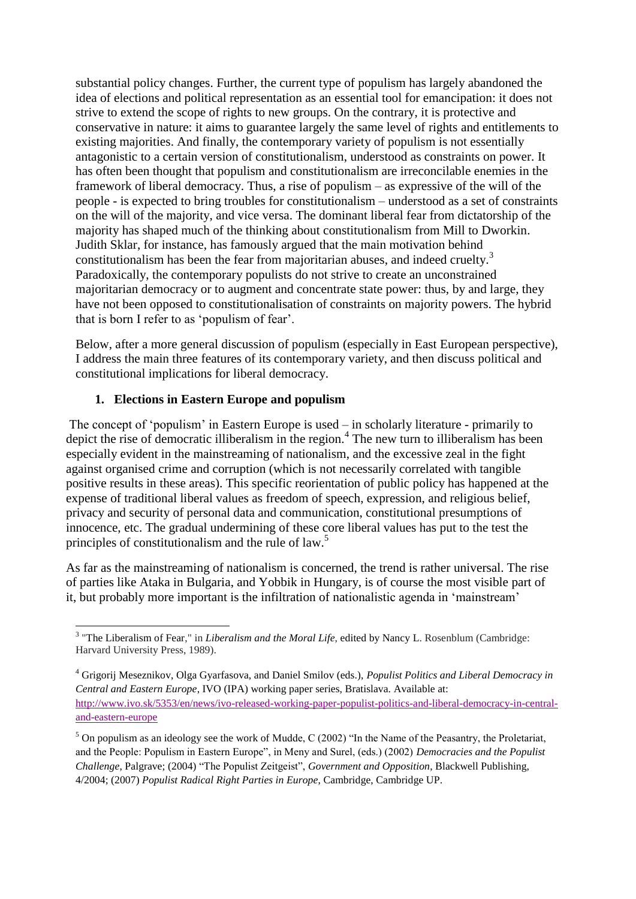substantial policy changes. Further, the current type of populism has largely abandoned the idea of elections and political representation as an essential tool for emancipation: it does not strive to extend the scope of rights to new groups. On the contrary, it is protective and conservative in nature: it aims to guarantee largely the same level of rights and entitlements to existing majorities. And finally, the contemporary variety of populism is not essentially antagonistic to a certain version of constitutionalism, understood as constraints on power. It has often been thought that populism and constitutionalism are irreconcilable enemies in the framework of liberal democracy. Thus, a rise of populism – as expressive of the will of the people - is expected to bring troubles for constitutionalism – understood as a set of constraints on the will of the majority, and vice versa. The dominant liberal fear from dictatorship of the majority has shaped much of the thinking about constitutionalism from Mill to Dworkin. Judith Sklar, for instance, has famously argued that the main motivation behind constitutionalism has been the fear from majoritarian abuses, and indeed cruelty.[3] Paradoxically, the contemporary populists do not strive to create an unconstrained majoritarian democracy or to augment and concentrate state power: thus, by and large, they have not been opposed to constitutionalisation of constraints on majority powers. The hybrid that is born I refer to as 'populism of fear'.

Below, after a more general discussion of populism (especially in East European perspective), I address the main three features of its contemporary variety, and then discuss political and constitutional implications for liberal democracy.

## 1. Elections in Eastern Europe and populism

The concept of 'populism' in Eastern Europe is used – in scholarly literature - primarily to depict the rise of democratic illiberalism in the region.[4] The new turn to illiberalism has been especially evident in the mainstreaming of nationalism, and the excessive zeal in the fight against organised crime and corruption (which is not necessarily correlated with tangible positive results in these areas). This specific reorientation of public policy has happened at the expense of traditional liberal values as freedom of speech, expression, and religious belief, privacy and security of personal data and communication, constitutional presumptions of innocence, etc. The gradual undermining of these core liberal values has put to the test the principles of constitutionalism and the rule of law.[5]

As far as the mainstreaming of nationalism is concerned, the trend is rather universal. The rise of parties like Ataka in Bulgaria, and Yobbik in Hungary, is of course the most visible part of it, but probably more important is the infiltration of nationalistic agenda in 'mainstream'

---

[3] "The Liberalism of Fear," in *Liberalism and the Moral Life*, edited by Nancy L. Rosenblum (Cambridge: Harvard University Press, 1989).

[4] Grigorij Meseznikov, Olga Gyarfasova, and Daniel Smilov (eds.), *Populist Politics and Liberal Democracy in Central and Eastern Europe*, IVO (IPA) working paper series, Bratislava. Available at: http://www.ivo.sk/5353/en/news/ivo-released-working-paper-populist-politics-and-liberal-democracy-in-central-and-eastern-europe

[5] On populism as an ideology see the work of Mudde, C (2002) "In the Name of the Peasantry, the Proletariat, and the People: Populism in Eastern Europe", in Meny and Surel, (eds.) (2002) *Democracies and the Populist Challenge*, Palgrave; (2004) "The Populist Zeitgeist", *Government and Opposition*, Blackwell Publishing, 4/2004; (2007) *Populist Radical Right Parties in Europe*, Cambridge, Cambridge UP.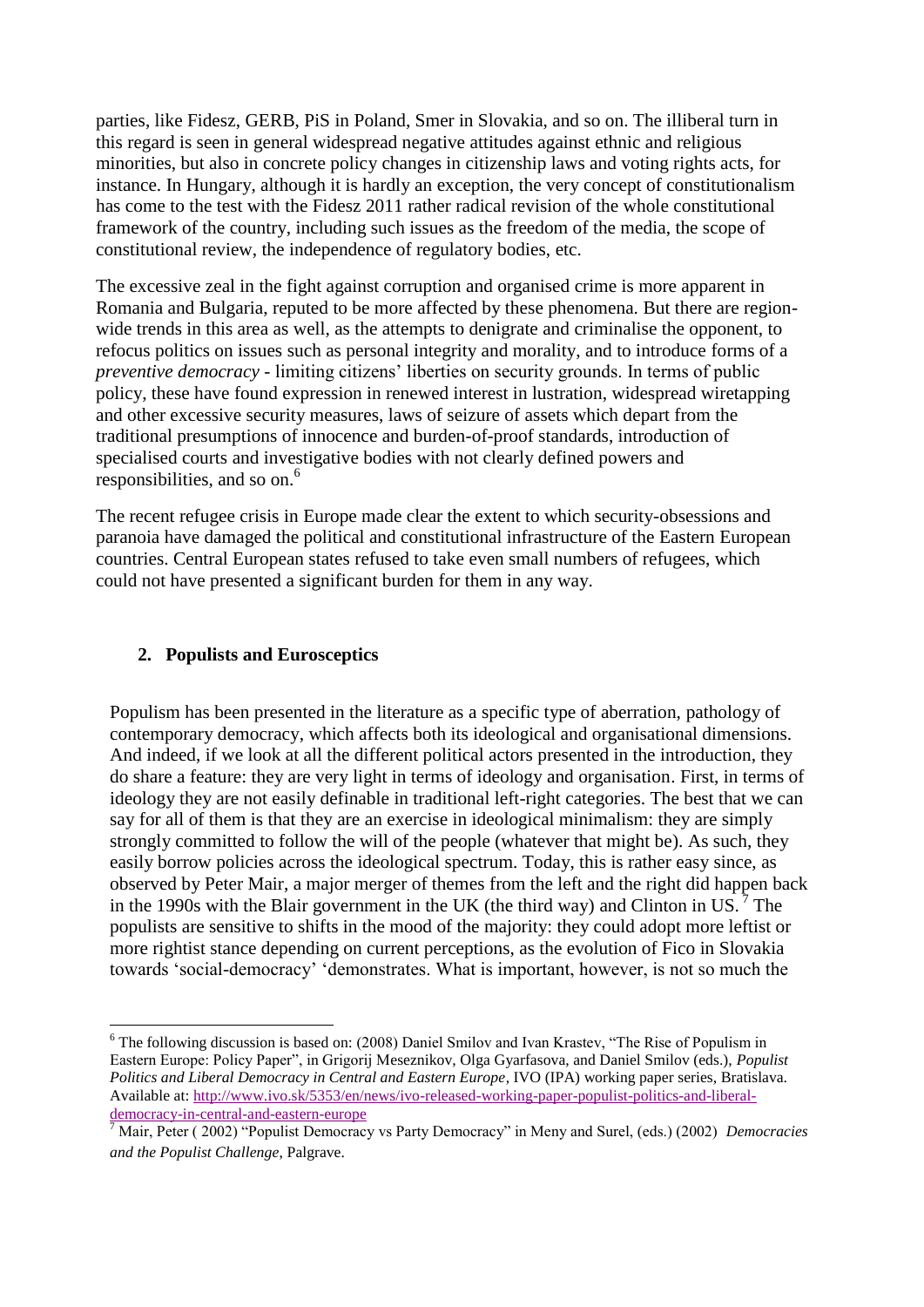parties, like Fidesz, GERB, PiS in Poland, Smer in Slovakia, and so on. The illiberal turn in this regard is seen in general widespread negative attitudes against ethnic and religious minorities, but also in concrete policy changes in citizenship laws and voting rights acts, for instance. In Hungary, although it is hardly an exception, the very concept of constitutionalism has come to the test with the Fidesz 2011 rather radical revision of the whole constitutional framework of the country, including such issues as the freedom of the media, the scope of constitutional review, the independence of regulatory bodies, etc.

The excessive zeal in the fight against corruption and organised crime is more apparent in Romania and Bulgaria, reputed to be more affected by these phenomena. But there are region-wide trends in this area as well, as the attempts to denigrate and criminalise the opponent, to refocus politics on issues such as personal integrity and morality, and to introduce forms of a *preventive democracy* - limiting citizens' liberties on security grounds. In terms of public policy, these have found expression in renewed interest in lustration, widespread wiretapping and other excessive security measures, laws of seizure of assets which depart from the traditional presumptions of innocence and burden-of-proof standards, introduction of specialised courts and investigative bodies with not clearly defined powers and responsibilities, and so on.[6]

The recent refugee crisis in Europe made clear the extent to which security-obsessions and paranoia have damaged the political and constitutional infrastructure of the Eastern European countries. Central European states refused to take even small numbers of refugees, which could not have presented a significant burden for them in any way.

## 2. Populists and Eurosceptics

Populism has been presented in the literature as a specific type of aberration, pathology of contemporary democracy, which affects both its ideological and organisational dimensions. And indeed, if we look at all the different political actors presented in the introduction, they do share a feature: they are very light in terms of ideology and organisation. First, in terms of ideology they are not easily definable in traditional left-right categories. The best that we can say for all of them is that they are an exercise in ideological minimalism: they are simply strongly committed to follow the will of the people (whatever that might be). As such, they easily borrow policies across the ideological spectrum. Today, this is rather easy since, as observed by Peter Mair, a major merger of themes from the left and the right did happen back in the 1990s with the Blair government in the UK (the third way) and Clinton in US.[7] The populists are sensitive to shifts in the mood of the majority: they could adopt more leftist or more rightist stance depending on current perceptions, as the evolution of Fico in Slovakia towards 'social-democracy' 'demonstrates. What is important, however, is not so much the

---

[6] The following discussion is based on: (2008) Daniel Smilov and Ivan Krastev, "The Rise of Populism in Eastern Europe: Policy Paper", in Grigorij Meseznikov, Olga Gyarfasova, and Daniel Smilov (eds.), *Populist Politics and Liberal Democracy in Central and Eastern Europe*, IVO (IPA) working paper series, Bratislava. Available at: http://www.ivo.sk/5353/en/news/ivo-released-working-paper-populist-politics-and-liberal-democracy-in-central-and-eastern-europe

[7] Mair, Peter ( 2002) "Populist Democracy vs Party Democracy" in Meny and Surel, (eds.) (2002) *Democracies and the Populist Challenge*, Palgrave.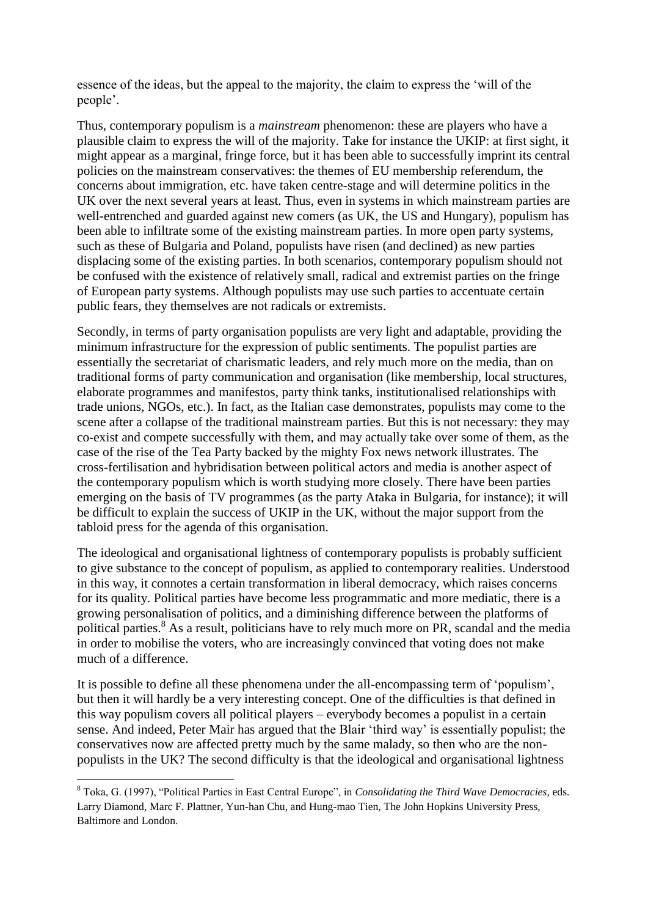essence of the ideas, but the appeal to the majority, the claim to express the 'will of the people'.

Thus, contemporary populism is a *mainstream* phenomenon: these are players who have a plausible claim to express the will of the majority. Take for instance the UKIP: at first sight, it might appear as a marginal, fringe force, but it has been able to successfully imprint its central policies on the mainstream conservatives: the themes of EU membership referendum, the concerns about immigration, etc. have taken centre-stage and will determine politics in the UK over the next several years at least. Thus, even in systems in which mainstream parties are well-entrenched and guarded against new comers (as UK, the US and Hungary), populism has been able to infiltrate some of the existing mainstream parties. In more open party systems, such as these of Bulgaria and Poland, populists have risen (and declined) as new parties displacing some of the existing parties. In both scenarios, contemporary populism should not be confused with the existence of relatively small, radical and extremist parties on the fringe of European party systems. Although populists may use such parties to accentuate certain public fears, they themselves are not radicals or extremists.

Secondly, in terms of party organisation populists are very light and adaptable, providing the minimum infrastructure for the expression of public sentiments. The populist parties are essentially the secretariat of charismatic leaders, and rely much more on the media, than on traditional forms of party communication and organisation (like membership, local structures, elaborate programmes and manifestos, party think tanks, institutionalised relationships with trade unions, NGOs, etc.). In fact, as the Italian case demonstrates, populists may come to the scene after a collapse of the traditional mainstream parties. But this is not necessary: they may co-exist and compete successfully with them, and may actually take over some of them, as the case of the rise of the Tea Party backed by the mighty Fox news network illustrates. The cross-fertilisation and hybridisation between political actors and media is another aspect of the contemporary populism which is worth studying more closely. There have been parties emerging on the basis of TV programmes (as the party Ataka in Bulgaria, for instance); it will be difficult to explain the success of UKIP in the UK, without the major support from the tabloid press for the agenda of this organisation.

The ideological and organisational lightness of contemporary populists is probably sufficient to give substance to the concept of populism, as applied to contemporary realities. Understood in this way, it connotes a certain transformation in liberal democracy, which raises concerns for its quality. Political parties have become less programmatic and more mediatic, there is a growing personalisation of politics, and a diminishing difference between the platforms of political parties.[8] As a result, politicians have to rely much more on PR, scandal and the media in order to mobilise the voters, who are increasingly convinced that voting does not make much of a difference.

It is possible to define all these phenomena under the all-encompassing term of 'populism', but then it will hardly be a very interesting concept. One of the difficulties is that defined in this way populism covers all political players – everybody becomes a populist in a certain sense. And indeed, Peter Mair has argued that the Blair 'third way' is essentially populist; the conservatives now are affected pretty much by the same malady, so then who are the non-populists in the UK? The second difficulty is that the ideological and organisational lightness

---

[8] Toka, G. (1997), "Political Parties in East Central Europe", in *Consolidating the Third Wave Democracies*, eds. Larry Diamond, Marc F. Plattner, Yun-han Chu, and Hung-mao Tien, The John Hopkins University Press, Baltimore and London.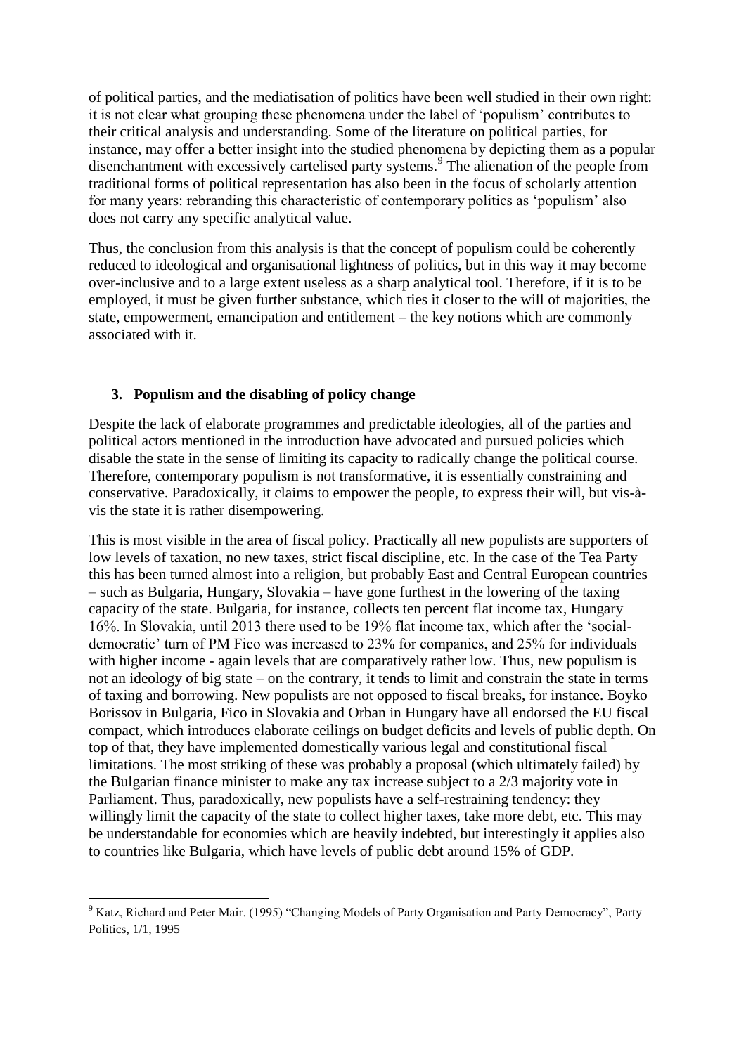of political parties, and the mediatisation of politics have been well studied in their own right: it is not clear what grouping these phenomena under the label of 'populism' contributes to their critical analysis and understanding. Some of the literature on political parties, for instance, may offer a better insight into the studied phenomena by depicting them as a popular disenchantment with excessively cartelised party systems.[9] The alienation of the people from traditional forms of political representation has also been in the focus of scholarly attention for many years: rebranding this characteristic of contemporary politics as 'populism' also does not carry any specific analytical value.

Thus, the conclusion from this analysis is that the concept of populism could be coherently reduced to ideological and organisational lightness of politics, but in this way it may become over-inclusive and to a large extent useless as a sharp analytical tool. Therefore, if it is to be employed, it must be given further substance, which ties it closer to the will of majorities, the state, empowerment, emancipation and entitlement – the key notions which are commonly associated with it.

## 3. Populism and the disabling of policy change

Despite the lack of elaborate programmes and predictable ideologies, all of the parties and political actors mentioned in the introduction have advocated and pursued policies which disable the state in the sense of limiting its capacity to radically change the political course. Therefore, contemporary populism is not transformative, it is essentially constraining and conservative. Paradoxically, it claims to empower the people, to express their will, but vis-à-vis the state it is rather disempowering.

This is most visible in the area of fiscal policy. Practically all new populists are supporters of low levels of taxation, no new taxes, strict fiscal discipline, etc. In the case of the Tea Party this has been turned almost into a religion, but probably East and Central European countries – such as Bulgaria, Hungary, Slovakia – have gone furthest in the lowering of the taxing capacity of the state. Bulgaria, for instance, collects ten percent flat income tax, Hungary 16%. In Slovakia, until 2013 there used to be 19% flat income tax, which after the 'social-democratic' turn of PM Fico was increased to 23% for companies, and 25% for individuals with higher income - again levels that are comparatively rather low. Thus, new populism is not an ideology of big state – on the contrary, it tends to limit and constrain the state in terms of taxing and borrowing. New populists are not opposed to fiscal breaks, for instance. Boyko Borissov in Bulgaria, Fico in Slovakia and Orban in Hungary have all endorsed the EU fiscal compact, which introduces elaborate ceilings on budget deficits and levels of public depth. On top of that, they have implemented domestically various legal and constitutional fiscal limitations. The most striking of these was probably a proposal (which ultimately failed) by the Bulgarian finance minister to make any tax increase subject to a 2/3 majority vote in Parliament. Thus, paradoxically, new populists have a self-restraining tendency: they willingly limit the capacity of the state to collect higher taxes, take more debt, etc. This may be understandable for economies which are heavily indebted, but interestingly it applies also to countries like Bulgaria, which have levels of public debt around 15% of GDP.

[9] Katz, Richard and Peter Mair. (1995) "Changing Models of Party Organisation and Party Democracy", Party Politics, 1/1, 1995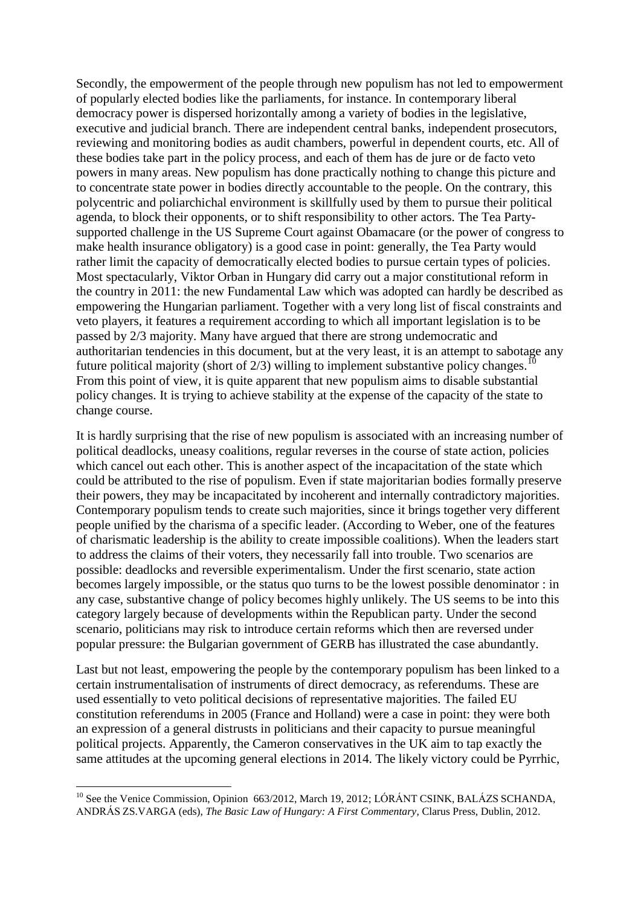Secondly, the empowerment of the people through new populism has not led to empowerment of popularly elected bodies like the parliaments, for instance. In contemporary liberal democracy power is dispersed horizontally among a variety of bodies in the legislative, executive and judicial branch. There are independent central banks, independent prosecutors, reviewing and monitoring bodies as audit chambers, powerful in dependent courts, etc. All of these bodies take part in the policy process, and each of them has de jure or de facto veto powers in many areas. New populism has done practically nothing to change this picture and to concentrate state power in bodies directly accountable to the people. On the contrary, this polycentric and poliarchichal environment is skillfully used by them to pursue their political agenda, to block their opponents, or to shift responsibility to other actors. The Tea Party-supported challenge in the US Supreme Court against Obamacare (or the power of congress to make health insurance obligatory) is a good case in point: generally, the Tea Party would rather limit the capacity of democratically elected bodies to pursue certain types of policies. Most spectacularly, Viktor Orban in Hungary did carry out a major constitutional reform in the country in 2011: the new Fundamental Law which was adopted can hardly be described as empowering the Hungarian parliament. Together with a very long list of fiscal constraints and veto players, it features a requirement according to which all important legislation is to be passed by 2/3 majority. Many have argued that there are strong undemocratic and authoritarian tendencies in this document, but at the very least, it is an attempt to sabotage any future political majority (short of 2/3) willing to implement substantive policy changes.[10] From this point of view, it is quite apparent that new populism aims to disable substantial policy changes. It is trying to achieve stability at the expense of the capacity of the state to change course.

It is hardly surprising that the rise of new populism is associated with an increasing number of political deadlocks, uneasy coalitions, regular reverses in the course of state action, policies which cancel out each other. This is another aspect of the incapacitation of the state which could be attributed to the rise of populism. Even if state majoritarian bodies formally preserve their powers, they may be incapacitated by incoherent and internally contradictory majorities. Contemporary populism tends to create such majorities, since it brings together very different people unified by the charisma of a specific leader. (According to Weber, one of the features of charismatic leadership is the ability to create impossible coalitions). When the leaders start to address the claims of their voters, they necessarily fall into trouble. Two scenarios are possible: deadlocks and reversible experimentalism. Under the first scenario, state action becomes largely impossible, or the status quo turns to be the lowest possible denominator : in any case, substantive change of policy becomes highly unlikely. The US seems to be into this category largely because of developments within the Republican party. Under the second scenario, politicians may risk to introduce certain reforms which then are reversed under popular pressure: the Bulgarian government of GERB has illustrated the case abundantly.

Last but not least, empowering the people by the contemporary populism has been linked to a certain instrumentalisation of instruments of direct democracy, as referendums. These are used essentially to veto political decisions of representative majorities. The failed EU constitution referendums in 2005 (France and Holland) were a case in point: they were both an expression of a general distrusts in politicians and their capacity to pursue meaningful political projects. Apparently, the Cameron conservatives in the UK aim to tap exactly the same attitudes at the upcoming general elections in 2014. The likely victory could be Pyrrhic,

[10] See the Venice Commission, Opinion 663/2012, March 19, 2012; LÓRÁNT CSINK, BALÁZS SCHANDA, ANDRÁS ZS.VARGA (eds), *The Basic Law of Hungary: A First Commentary*, Clarus Press, Dublin, 2012.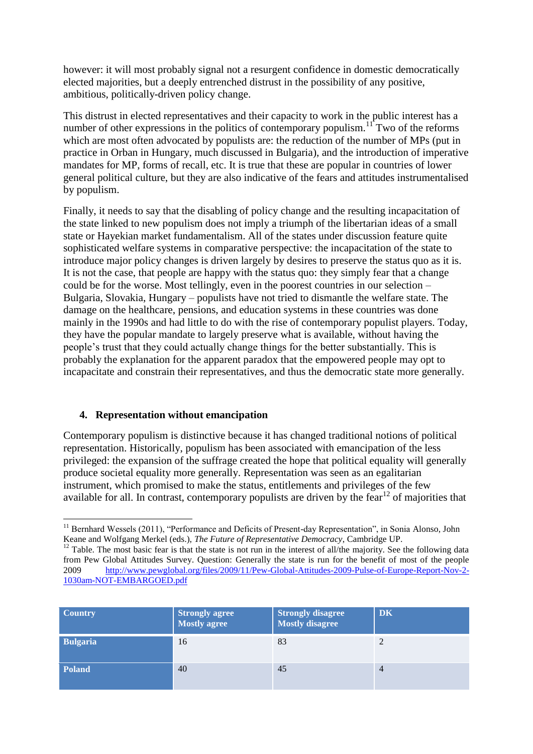however: it will most probably signal not a resurgent confidence in domestic democratically elected majorities, but a deeply entrenched distrust in the possibility of any positive, ambitious, politically-driven policy change.

This distrust in elected representatives and their capacity to work in the public interest has a number of other expressions in the politics of contemporary populism.[11] Two of the reforms which are most often advocated by populists are: the reduction of the number of MPs (put in practice in Orban in Hungary, much discussed in Bulgaria), and the introduction of imperative mandates for MP, forms of recall, etc. It is true that these are popular in countries of lower general political culture, but they are also indicative of the fears and attitudes instrumentalised by populism.

Finally, it needs to say that the disabling of policy change and the resulting incapacitation of the state linked to new populism does not imply a triumph of the libertarian ideas of a small state or Hayekian market fundamentalism. All of the states under discussion feature quite sophisticated welfare systems in comparative perspective: the incapacitation of the state to introduce major policy changes is driven largely by desires to preserve the status quo as it is. It is not the case, that people are happy with the status quo: they simply fear that a change could be for the worse. Most tellingly, even in the poorest countries in our selection – Bulgaria, Slovakia, Hungary – populists have not tried to dismantle the welfare state. The damage on the healthcare, pensions, and education systems in these countries was done mainly in the 1990s and had little to do with the rise of contemporary populist players. Today, they have the popular mandate to largely preserve what is available, without having the people's trust that they could actually change things for the better substantially. This is probably the explanation for the apparent paradox that the empowered people may opt to incapacitate and constrain their representatives, and thus the democratic state more generally.

## 4. Representation without emancipation

Contemporary populism is distinctive because it has changed traditional notions of political representation. Historically, populism has been associated with emancipation of the less privileged: the expansion of the suffrage created the hope that political equality will generally produce societal equality more generally. Representation was seen as an egalitarian instrument, which promised to make the status, entitlements and privileges of the few available for all. In contrast, contemporary populists are driven by the fear[12] of majorities that

---

[11] Bernhard Wessels (2011), "Performance and Deficits of Present-day Representation", in Sonia Alonso, John Keane and Wolfgang Merkel (eds.), *The Future of Representative Democracy*, Cambridge UP.

[12] Table. The most basic fear is that the state is not run in the interest of all/the majority. See the following data from Pew Global Attitudes Survey. Question: Generally the state is run for the benefit of most of the people 2009 http://www.pewglobal.org/files/2009/11/Pew-Global-Attitudes-2009-Pulse-of-Europe-Report-Nov-2-1030am-NOT-EMBARGOED.pdf

| Country | Strongly agree Mostly agree | Strongly disagree Mostly disagree | DK |
|---|---|---|---|
| Bulgaria | 16 | 83 | 2 |
| Poland | 40 | 45 | 4 |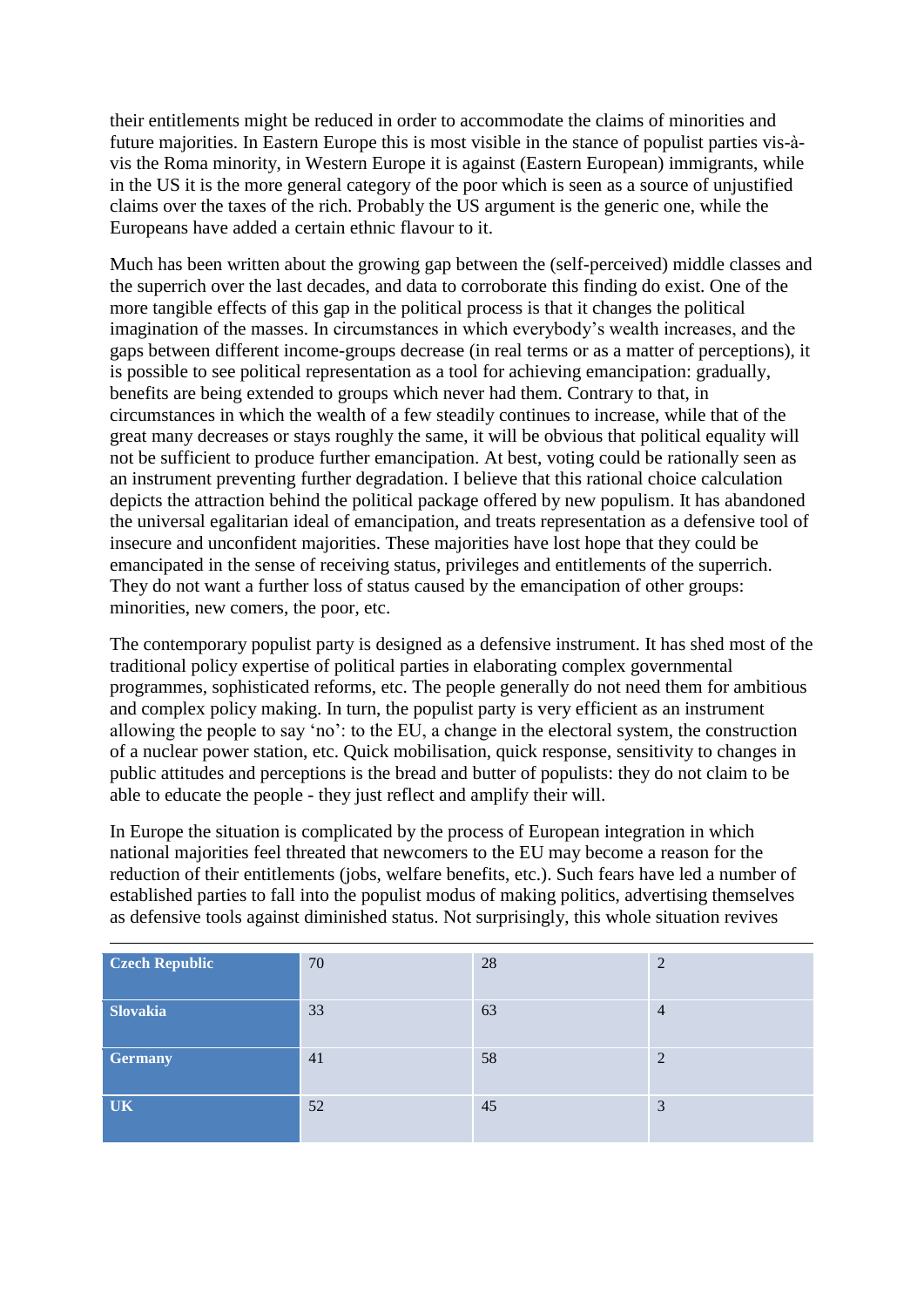their entitlements might be reduced in order to accommodate the claims of minorities and future majorities. In Eastern Europe this is most visible in the stance of populist parties vis-à-vis the Roma minority, in Western Europe it is against (Eastern European) immigrants, while in the US it is the more general category of the poor which is seen as a source of unjustified claims over the taxes of the rich. Probably the US argument is the generic one, while the Europeans have added a certain ethnic flavour to it.

Much has been written about the growing gap between the (self-perceived) middle classes and the superrich over the last decades, and data to corroborate this finding do exist. One of the more tangible effects of this gap in the political process is that it changes the political imagination of the masses. In circumstances in which everybody's wealth increases, and the gaps between different income-groups decrease (in real terms or as a matter of perceptions), it is possible to see political representation as a tool for achieving emancipation: gradually, benefits are being extended to groups which never had them. Contrary to that, in circumstances in which the wealth of a few steadily continues to increase, while that of the great many decreases or stays roughly the same, it will be obvious that political equality will not be sufficient to produce further emancipation. At best, voting could be rationally seen as an instrument preventing further degradation. I believe that this rational choice calculation depicts the attraction behind the political package offered by new populism. It has abandoned the universal egalitarian ideal of emancipation, and treats representation as a defensive tool of insecure and unconfident majorities. These majorities have lost hope that they could be emancipated in the sense of receiving status, privileges and entitlements of the superrich. They do not want a further loss of status caused by the emancipation of other groups: minorities, new comers, the poor, etc.

The contemporary populist party is designed as a defensive instrument. It has shed most of the traditional policy expertise of political parties in elaborating complex governmental programmes, sophisticated reforms, etc. The people generally do not need them for ambitious and complex policy making. In turn, the populist party is very efficient as an instrument allowing the people to say 'no': to the EU, a change in the electoral system, the construction of a nuclear power station, etc. Quick mobilisation, quick response, sensitivity to changes in public attitudes and perceptions is the bread and butter of populists: they do not claim to be able to educate the people - they just reflect and amplify their will.

In Europe the situation is complicated by the process of European integration in which national majorities feel threated that newcomers to the EU may become a reason for the reduction of their entitlements (jobs, welfare benefits, etc.). Such fears have led a number of established parties to fall into the populist modus of making politics, advertising themselves as defensive tools against diminished status. Not surprisingly, this whole situation revives

| | | | |
|---|---|---|---|
| **Czech Republic** | 70 | 28 | 2 |
| **Slovakia** | 33 | 63 | 4 |
| **Germany** | 41 | 58 | 2 |
| **UK** | 52 | 45 | 3 |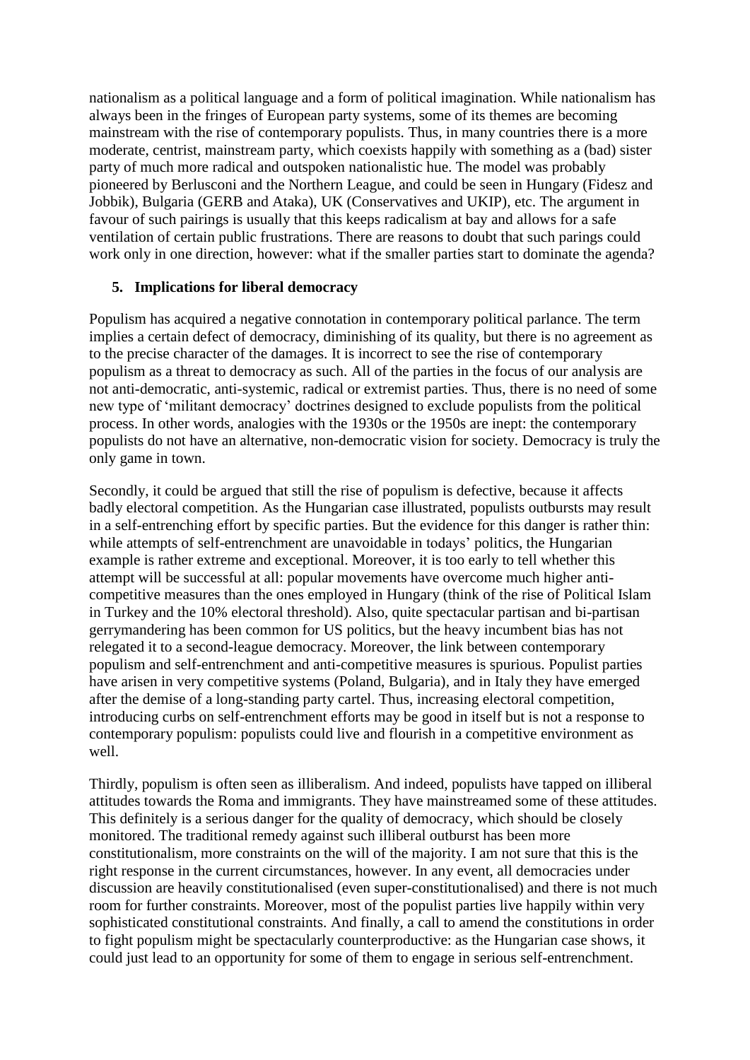nationalism as a political language and a form of political imagination. While nationalism has always been in the fringes of European party systems, some of its themes are becoming mainstream with the rise of contemporary populists. Thus, in many countries there is a more moderate, centrist, mainstream party, which coexists happily with something as a (bad) sister party of much more radical and outspoken nationalistic hue. The model was probably pioneered by Berlusconi and the Northern League, and could be seen in Hungary (Fidesz and Jobbik), Bulgaria (GERB and Ataka), UK (Conservatives and UKIP), etc. The argument in favour of such pairings is usually that this keeps radicalism at bay and allows for a safe ventilation of certain public frustrations. There are reasons to doubt that such parings could work only in one direction, however: what if the smaller parties start to dominate the agenda?

## 5. Implications for liberal democracy

Populism has acquired a negative connotation in contemporary political parlance. The term implies a certain defect of democracy, diminishing of its quality, but there is no agreement as to the precise character of the damages. It is incorrect to see the rise of contemporary populism as a threat to democracy as such. All of the parties in the focus of our analysis are not anti-democratic, anti-systemic, radical or extremist parties. Thus, there is no need of some new type of 'militant democracy' doctrines designed to exclude populists from the political process. In other words, analogies with the 1930s or the 1950s are inept: the contemporary populists do not have an alternative, non-democratic vision for society. Democracy is truly the only game in town.

Secondly, it could be argued that still the rise of populism is defective, because it affects badly electoral competition. As the Hungarian case illustrated, populists outbursts may result in a self-entrenching effort by specific parties. But the evidence for this danger is rather thin: while attempts of self-entrenchment are unavoidable in todays' politics, the Hungarian example is rather extreme and exceptional. Moreover, it is too early to tell whether this attempt will be successful at all: popular movements have overcome much higher anti-competitive measures than the ones employed in Hungary (think of the rise of Political Islam in Turkey and the 10% electoral threshold). Also, quite spectacular partisan and bi-partisan gerrymandering has been common for US politics, but the heavy incumbent bias has not relegated it to a second-league democracy. Moreover, the link between contemporary populism and self-entrenchment and anti-competitive measures is spurious. Populist parties have arisen in very competitive systems (Poland, Bulgaria), and in Italy they have emerged after the demise of a long-standing party cartel. Thus, increasing electoral competition, introducing curbs on self-entrenchment efforts may be good in itself but is not a response to contemporary populism: populists could live and flourish in a competitive environment as well.

Thirdly, populism is often seen as illiberalism. And indeed, populists have tapped on illiberal attitudes towards the Roma and immigrants. They have mainstreamed some of these attitudes. This definitely is a serious danger for the quality of democracy, which should be closely monitored. The traditional remedy against such illiberal outburst has been more constitutionalism, more constraints on the will of the majority. I am not sure that this is the right response in the current circumstances, however. In any event, all democracies under discussion are heavily constitutionalised (even super-constitutionalised) and there is not much room for further constraints. Moreover, most of the populist parties live happily within very sophisticated constitutional constraints. And finally, a call to amend the constitutions in order to fight populism might be spectacularly counterproductive: as the Hungarian case shows, it could just lead to an opportunity for some of them to engage in serious self-entrenchment.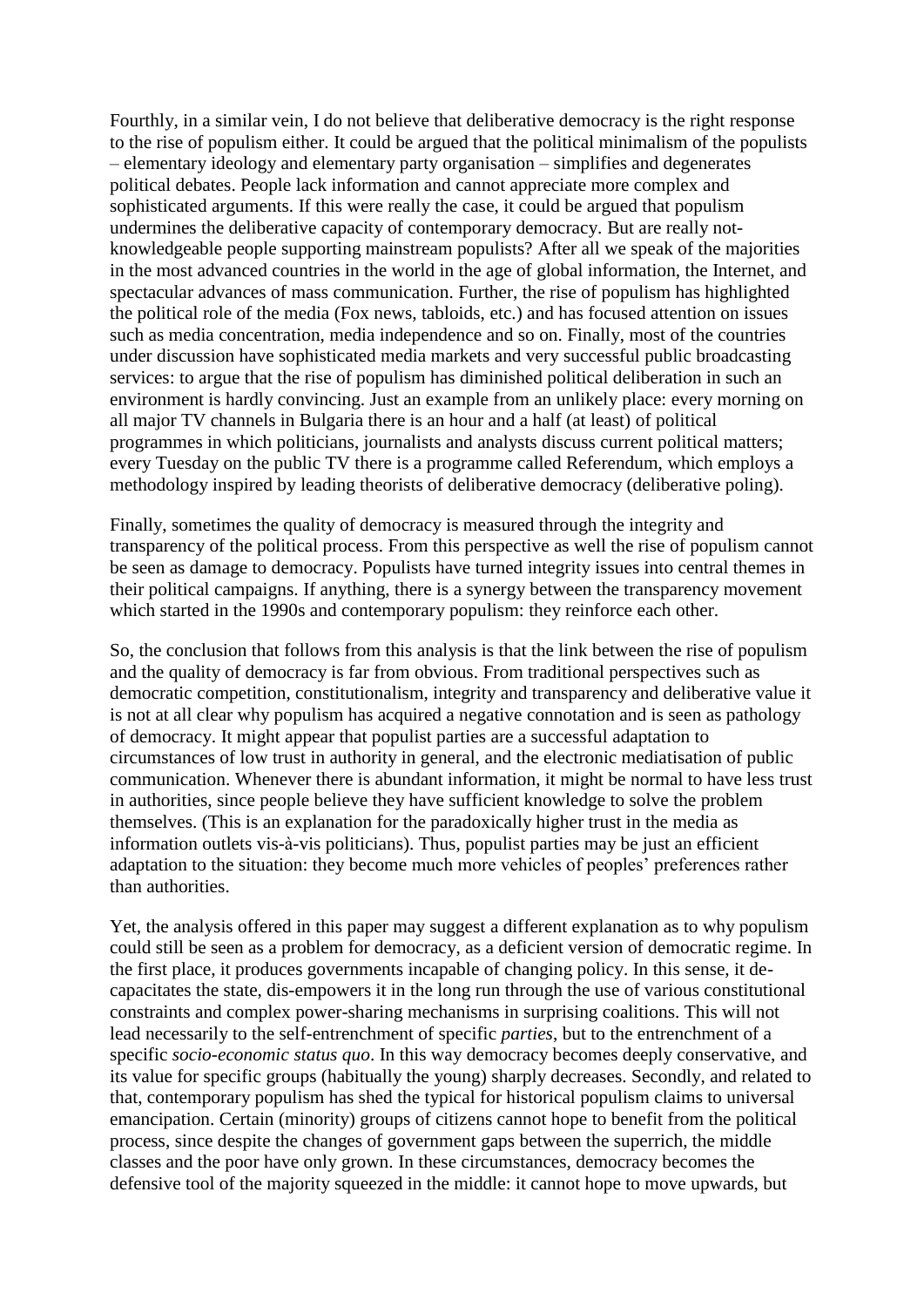Fourthly, in a similar vein, I do not believe that deliberative democracy is the right response to the rise of populism either. It could be argued that the political minimalism of the populists – elementary ideology and elementary party organisation – simplifies and degenerates political debates. People lack information and cannot appreciate more complex and sophisticated arguments. If this were really the case, it could be argued that populism undermines the deliberative capacity of contemporary democracy. But are really not-knowledgeable people supporting mainstream populists? After all we speak of the majorities in the most advanced countries in the world in the age of global information, the Internet, and spectacular advances of mass communication. Further, the rise of populism has highlighted the political role of the media (Fox news, tabloids, etc.) and has focused attention on issues such as media concentration, media independence and so on. Finally, most of the countries under discussion have sophisticated media markets and very successful public broadcasting services: to argue that the rise of populism has diminished political deliberation in such an environment is hardly convincing. Just an example from an unlikely place: every morning on all major TV channels in Bulgaria there is an hour and a half (at least) of political programmes in which politicians, journalists and analysts discuss current political matters; every Tuesday on the public TV there is a programme called Referendum, which employs a methodology inspired by leading theorists of deliberative democracy (deliberative poling).

Finally, sometimes the quality of democracy is measured through the integrity and transparency of the political process. From this perspective as well the rise of populism cannot be seen as damage to democracy. Populists have turned integrity issues into central themes in their political campaigns. If anything, there is a synergy between the transparency movement which started in the 1990s and contemporary populism: they reinforce each other.

So, the conclusion that follows from this analysis is that the link between the rise of populism and the quality of democracy is far from obvious. From traditional perspectives such as democratic competition, constitutionalism, integrity and transparency and deliberative value it is not at all clear why populism has acquired a negative connotation and is seen as pathology of democracy. It might appear that populist parties are a successful adaptation to circumstances of low trust in authority in general, and the electronic mediatisation of public communication. Whenever there is abundant information, it might be normal to have less trust in authorities, since people believe they have sufficient knowledge to solve the problem themselves. (This is an explanation for the paradoxically higher trust in the media as information outlets vis-à-vis politicians). Thus, populist parties may be just an efficient adaptation to the situation: they become much more vehicles of peoples' preferences rather than authorities.

Yet, the analysis offered in this paper may suggest a different explanation as to why populism could still be seen as a problem for democracy, as a deficient version of democratic regime. In the first place, it produces governments incapable of changing policy. In this sense, it de-capacitates the state, dis-empowers it in the long run through the use of various constitutional constraints and complex power-sharing mechanisms in surprising coalitions. This will not lead necessarily to the self-entrenchment of specific *parties*, but to the entrenchment of a specific *socio-economic status quo*. In this way democracy becomes deeply conservative, and its value for specific groups (habitually the young) sharply decreases. Secondly, and related to that, contemporary populism has shed the typical for historical populism claims to universal emancipation. Certain (minority) groups of citizens cannot hope to benefit from the political process, since despite the changes of government gaps between the superrich, the middle classes and the poor have only grown. In these circumstances, democracy becomes the defensive tool of the majority squeezed in the middle: it cannot hope to move upwards, but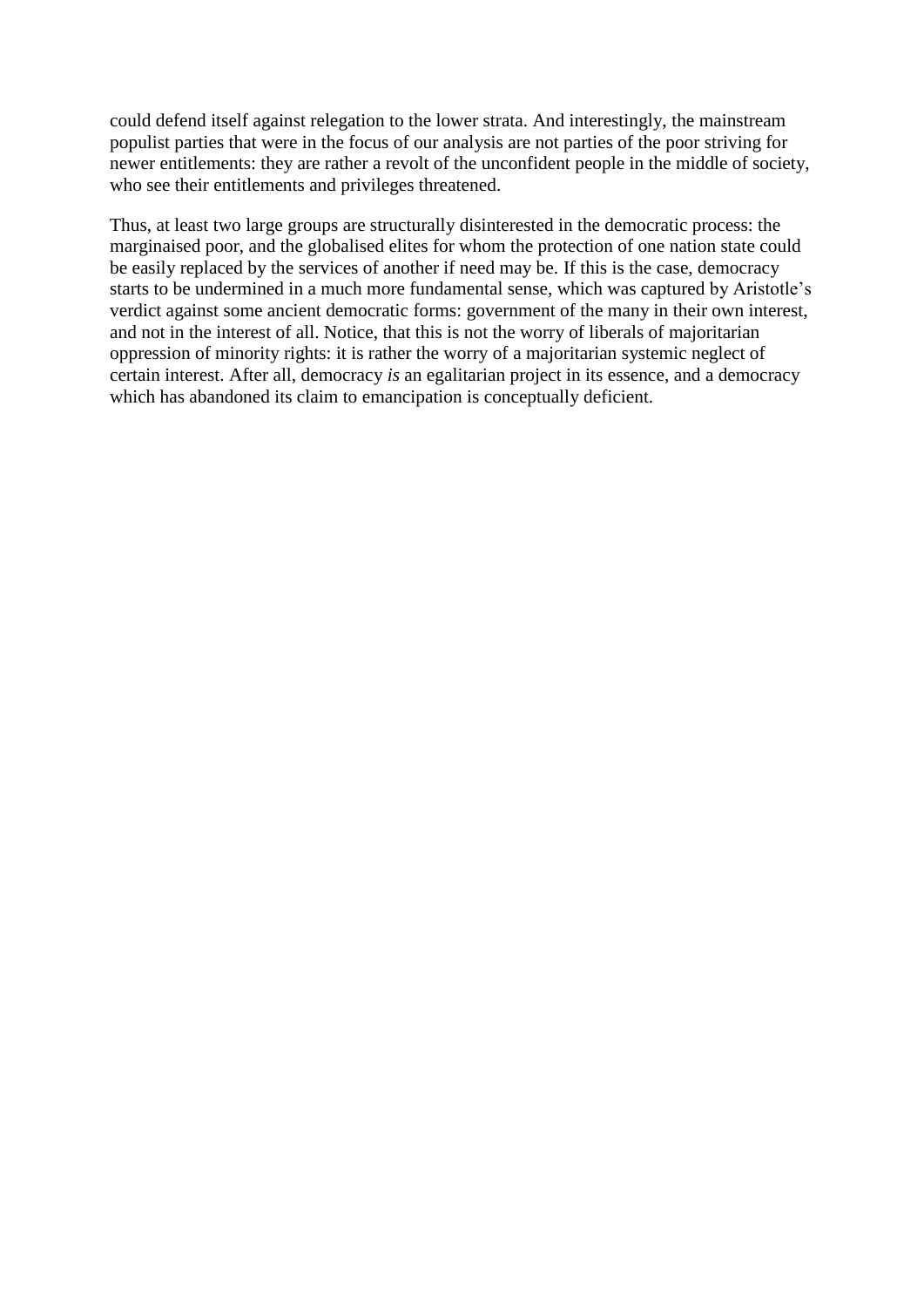could defend itself against relegation to the lower strata. And interestingly, the mainstream populist parties that were in the focus of our analysis are not parties of the poor striving for newer entitlements: they are rather a revolt of the unconfident people in the middle of society, who see their entitlements and privileges threatened.

Thus, at least two large groups are structurally disinterested in the democratic process: the marginaised poor, and the globalised elites for whom the protection of one nation state could be easily replaced by the services of another if need may be. If this is the case, democracy starts to be undermined in a much more fundamental sense, which was captured by Aristotle's verdict against some ancient democratic forms: government of the many in their own interest, and not in the interest of all. Notice, that this is not the worry of liberals of majoritarian oppression of minority rights: it is rather the worry of a majoritarian systemic neglect of certain interest. After all, democracy *is* an egalitarian project in its essence, and a democracy which has abandoned its claim to emancipation is conceptually deficient.